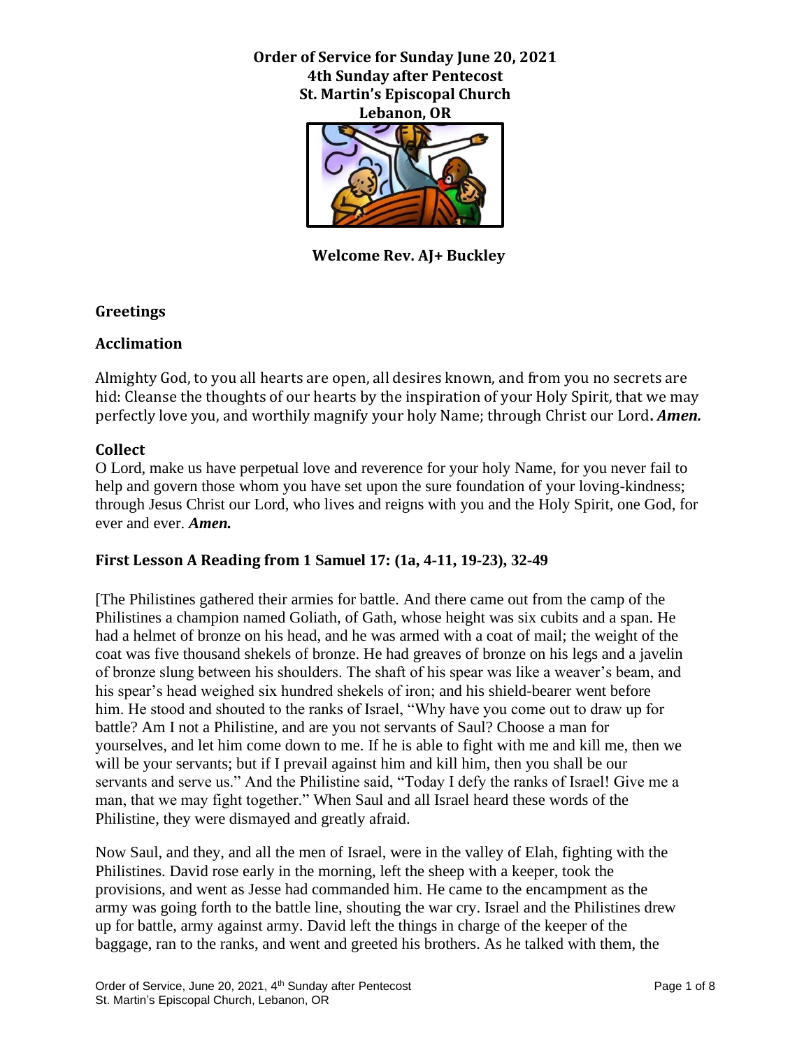**Order of Service for Sunday June 20, 2021**
**4th Sunday after Pentecost**
**St. Martin's Episcopal Church**
**Lebanon, OR**

**Welcome Rev. AJ+ Buckley**

### Greetings

### Acclimation

Almighty God, to you all hearts are open, all desires known, and from you no secrets are hid: Cleanse the thoughts of our hearts by the inspiration of your Holy Spirit, that we may perfectly love you, and worthily magnify your holy Name; through Christ our Lord**.** ***Amen.***

### Collect

O Lord, make us have perpetual love and reverence for your holy Name, for you never fail to help and govern those whom you have set upon the sure foundation of your loving-kindness; through Jesus Christ our Lord, who lives and reigns with you and the Holy Spirit, one God, for ever and ever. ***Amen.***

### First Lesson A Reading from 1 Samuel 17: (1a, 4-11, 19-23), 32-49

[The Philistines gathered their armies for battle. And there came out from the camp of the Philistines a champion named Goliath, of Gath, whose height was six cubits and a span. He had a helmet of bronze on his head, and he was armed with a coat of mail; the weight of the coat was five thousand shekels of bronze. He had greaves of bronze on his legs and a javelin of bronze slung between his shoulders. The shaft of his spear was like a weaver's beam, and his spear's head weighed six hundred shekels of iron; and his shield-bearer went before him. He stood and shouted to the ranks of Israel, "Why have you come out to draw up for battle? Am I not a Philistine, and are you not servants of Saul? Choose a man for yourselves, and let him come down to me. If he is able to fight with me and kill me, then we will be your servants; but if I prevail against him and kill him, then you shall be our servants and serve us." And the Philistine said, "Today I defy the ranks of Israel! Give me a man, that we may fight together." When Saul and all Israel heard these words of the Philistine, they were dismayed and greatly afraid.

Now Saul, and they, and all the men of Israel, were in the valley of Elah, fighting with the Philistines. David rose early in the morning, left the sheep with a keeper, took the provisions, and went as Jesse had commanded him. He came to the encampment as the army was going forth to the battle line, shouting the war cry. Israel and the Philistines drew up for battle, army against army. David left the things in charge of the keeper of the baggage, ran to the ranks, and went and greeted his brothers. As he talked with them, the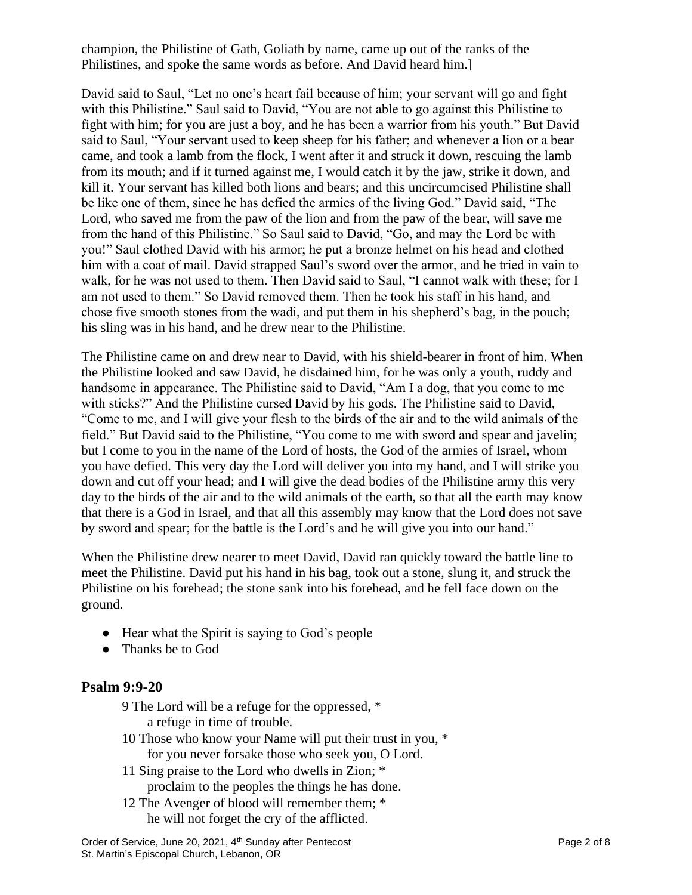champion, the Philistine of Gath, Goliath by name, came up out of the ranks of the Philistines, and spoke the same words as before. And David heard him.]

David said to Saul, "Let no one's heart fail because of him; your servant will go and fight with this Philistine." Saul said to David, "You are not able to go against this Philistine to fight with him; for you are just a boy, and he has been a warrior from his youth." But David said to Saul, "Your servant used to keep sheep for his father; and whenever a lion or a bear came, and took a lamb from the flock, I went after it and struck it down, rescuing the lamb from its mouth; and if it turned against me, I would catch it by the jaw, strike it down, and kill it. Your servant has killed both lions and bears; and this uncircumcised Philistine shall be like one of them, since he has defied the armies of the living God." David said, "The Lord, who saved me from the paw of the lion and from the paw of the bear, will save me from the hand of this Philistine." So Saul said to David, "Go, and may the Lord be with you!" Saul clothed David with his armor; he put a bronze helmet on his head and clothed him with a coat of mail. David strapped Saul's sword over the armor, and he tried in vain to walk, for he was not used to them. Then David said to Saul, "I cannot walk with these; for I am not used to them." So David removed them. Then he took his staff in his hand, and chose five smooth stones from the wadi, and put them in his shepherd's bag, in the pouch; his sling was in his hand, and he drew near to the Philistine.

The Philistine came on and drew near to David, with his shield-bearer in front of him. When the Philistine looked and saw David, he disdained him, for he was only a youth, ruddy and handsome in appearance. The Philistine said to David, "Am I a dog, that you come to me with sticks?" And the Philistine cursed David by his gods. The Philistine said to David, "Come to me, and I will give your flesh to the birds of the air and to the wild animals of the field." But David said to the Philistine, "You come to me with sword and spear and javelin; but I come to you in the name of the Lord of hosts, the God of the armies of Israel, whom you have defied. This very day the Lord will deliver you into my hand, and I will strike you down and cut off your head; and I will give the dead bodies of the Philistine army this very day to the birds of the air and to the wild animals of the earth, so that all the earth may know that there is a God in Israel, and that all this assembly may know that the Lord does not save by sword and spear; for the battle is the Lord's and he will give you into our hand."

When the Philistine drew nearer to meet David, David ran quickly toward the battle line to meet the Philistine. David put his hand in his bag, took out a stone, slung it, and struck the Philistine on his forehead; the stone sank into his forehead, and he fell face down on the ground.

- Hear what the Spirit is saying to God's people
- Thanks be to God

## Psalm 9:9-20

9 The Lord will be a refuge for the oppressed, *
  a refuge in time of trouble.

10 Those who know your Name will put their trust in you, *
  for you never forsake those who seek you, O Lord.

11 Sing praise to the Lord who dwells in Zion; *
  proclaim to the peoples the things he has done.

12 The Avenger of blood will remember them; *
  he will not forget the cry of the afflicted.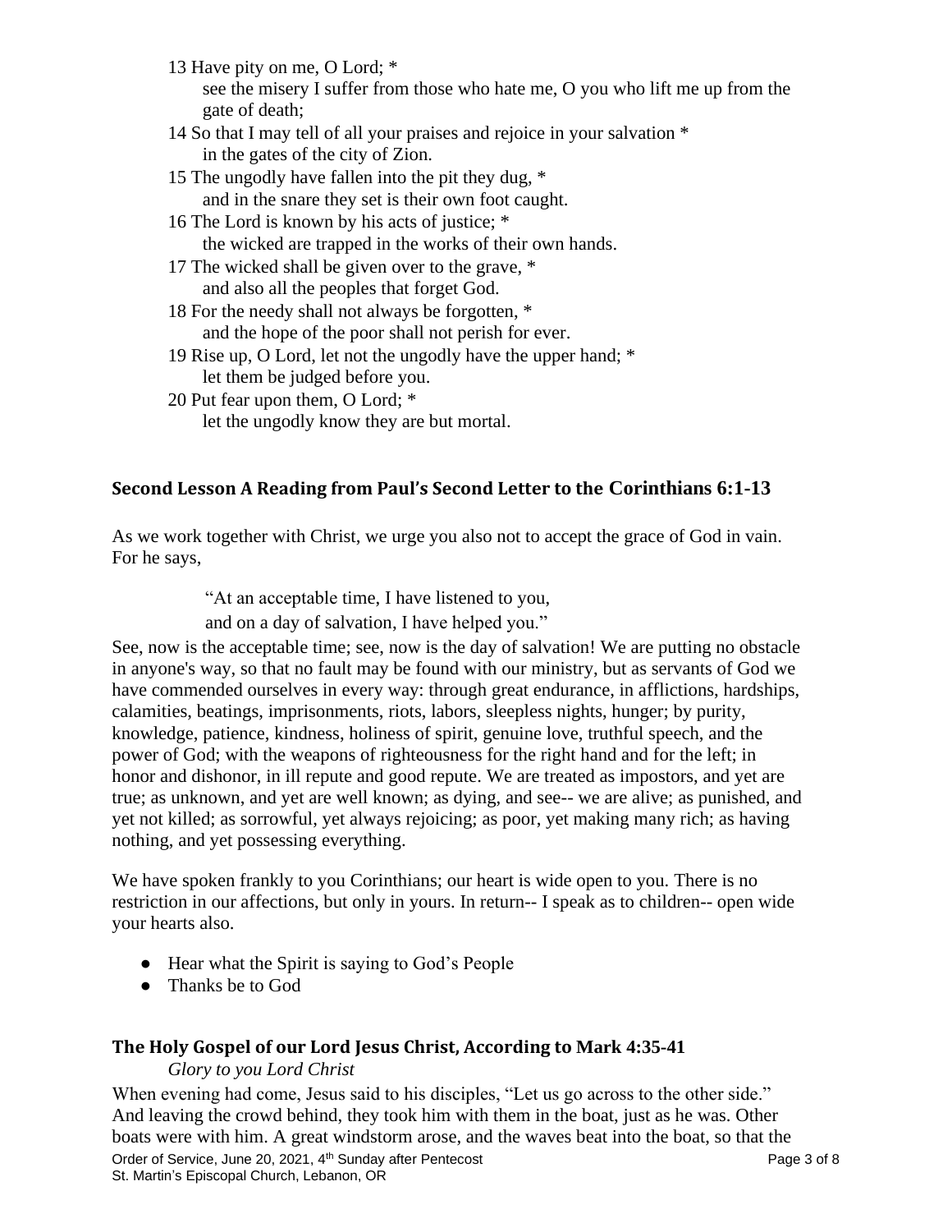13 Have pity on me, O Lord; *
  see the misery I suffer from those who hate me, O you who lift me up from the gate of death;

14 So that I may tell of all your praises and rejoice in your salvation *
  in the gates of the city of Zion.

15 The ungodly have fallen into the pit they dug, *
  and in the snare they set is their own foot caught.

16 The Lord is known by his acts of justice; *
  the wicked are trapped in the works of their own hands.

17 The wicked shall be given over to the grave, *
  and also all the peoples that forget God.

18 For the needy shall not always be forgotten, *
  and the hope of the poor shall not perish for ever.

19 Rise up, O Lord, let not the ungodly have the upper hand; *
  let them be judged before you.

20 Put fear upon them, O Lord; *
  let the ungodly know they are but mortal.

### Second Lesson A Reading from Paul's Second Letter to the Corinthians 6:1-13

As we work together with Christ, we urge you also not to accept the grace of God in vain. For he says,

> "At an acceptable time, I have listened to you,
> and on a day of salvation, I have helped you."

See, now is the acceptable time; see, now is the day of salvation! We are putting no obstacle in anyone's way, so that no fault may be found with our ministry, but as servants of God we have commended ourselves in every way: through great endurance, in afflictions, hardships, calamities, beatings, imprisonments, riots, labors, sleepless nights, hunger; by purity, knowledge, patience, kindness, holiness of spirit, genuine love, truthful speech, and the power of God; with the weapons of righteousness for the right hand and for the left; in honor and dishonor, in ill repute and good repute. We are treated as impostors, and yet are true; as unknown, and yet are well known; as dying, and see-- we are alive; as punished, and yet not killed; as sorrowful, yet always rejoicing; as poor, yet making many rich; as having nothing, and yet possessing everything.

We have spoken frankly to you Corinthians; our heart is wide open to you. There is no restriction in our affections, but only in yours. In return-- I speak as to children-- open wide your hearts also.

- Hear what the Spirit is saying to God's People
- Thanks be to God

### The Holy Gospel of our Lord Jesus Christ, According to Mark 4:35-41

*Glory to you Lord Christ*

When evening had come, Jesus said to his disciples, "Let us go across to the other side." And leaving the crowd behind, they took him with them in the boat, just as he was. Other boats were with him. A great windstorm arose, and the waves beat into the boat, so that the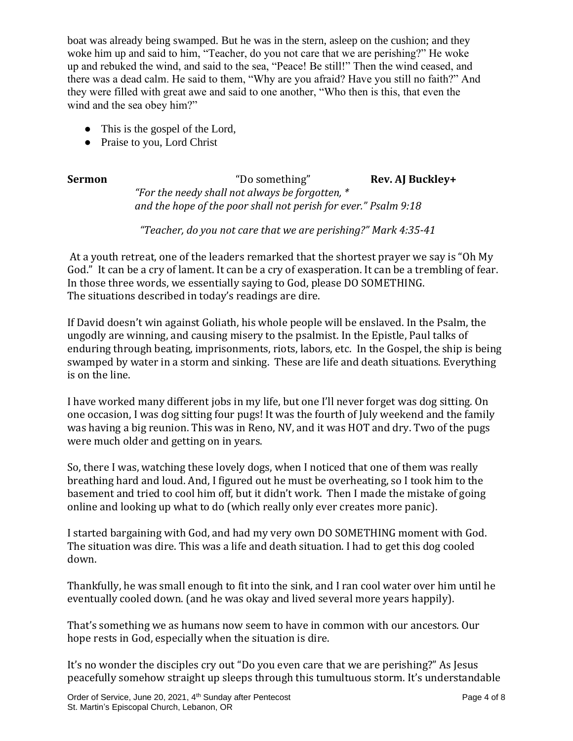boat was already being swamped. But he was in the stern, asleep on the cushion; and they woke him up and said to him, "Teacher, do you not care that we are perishing?" He woke up and rebuked the wind, and said to the sea, "Peace! Be still!" Then the wind ceased, and there was a dead calm. He said to them, "Why are you afraid? Have you still no faith?" And they were filled with great awe and said to one another, "Who then is this, that even the wind and the sea obey him?"

- This is the gospel of the Lord,
- Praise to you, Lord Christ

**Sermon** "Do something" **Rev. AJ Buckley+**

*"For the needy shall not always be forgotten, **
*and the hope of the poor shall not perish for ever." Psalm 9:18*

*"Teacher, do you not care that we are perishing?" Mark 4:35-41*

At a youth retreat, one of the leaders remarked that the shortest prayer we say is "Oh My God." It can be a cry of lament. It can be a cry of exasperation. It can be a trembling of fear. In those three words, we essentially saying to God, please DO SOMETHING. The situations described in today's readings are dire.

If David doesn't win against Goliath, his whole people will be enslaved. In the Psalm, the ungodly are winning, and causing misery to the psalmist. In the Epistle, Paul talks of enduring through beating, imprisonments, riots, labors, etc. In the Gospel, the ship is being swamped by water in a storm and sinking. These are life and death situations. Everything is on the line.

I have worked many different jobs in my life, but one I'll never forget was dog sitting. On one occasion, I was dog sitting four pugs! It was the fourth of July weekend and the family was having a big reunion. This was in Reno, NV, and it was HOT and dry. Two of the pugs were much older and getting on in years.

So, there I was, watching these lovely dogs, when I noticed that one of them was really breathing hard and loud. And, I figured out he must be overheating, so I took him to the basement and tried to cool him off, but it didn't work. Then I made the mistake of going online and looking up what to do (which really only ever creates more panic).

I started bargaining with God, and had my very own DO SOMETHING moment with God. The situation was dire. This was a life and death situation. I had to get this dog cooled down.

Thankfully, he was small enough to fit into the sink, and I ran cool water over him until he eventually cooled down. (and he was okay and lived several more years happily).

That's something we as humans now seem to have in common with our ancestors. Our hope rests in God, especially when the situation is dire.

It's no wonder the disciples cry out "Do you even care that we are perishing?" As Jesus peacefully somehow straight up sleeps through this tumultuous storm. It's understandable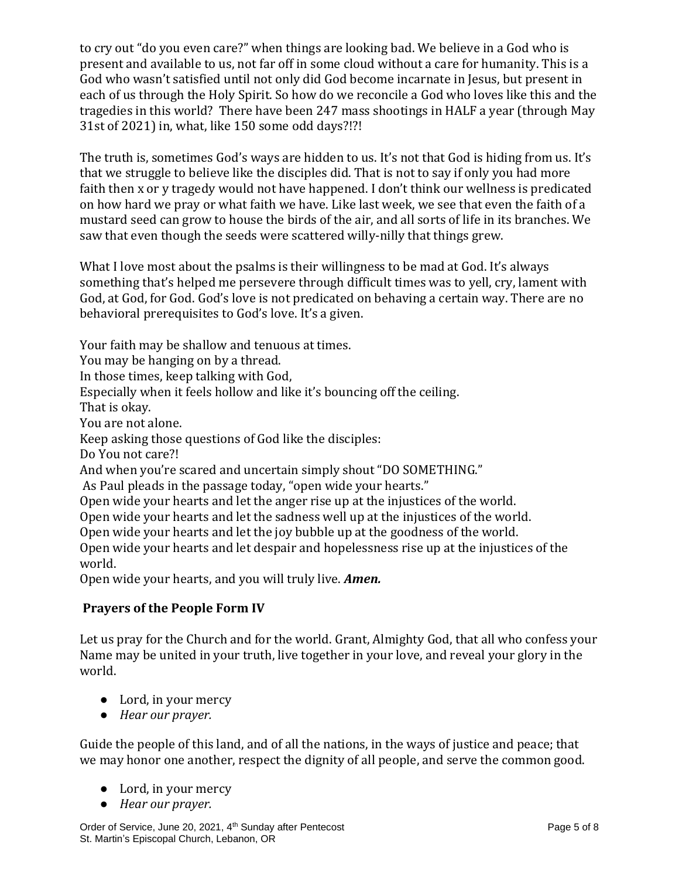to cry out "do you even care?" when things are looking bad. We believe in a God who is present and available to us, not far off in some cloud without a care for humanity. This is a God who wasn't satisfied until not only did God become incarnate in Jesus, but present in each of us through the Holy Spirit. So how do we reconcile a God who loves like this and the tragedies in this world? There have been 247 mass shootings in HALF a year (through May 31st of 2021) in, what, like 150 some odd days?!?!

The truth is, sometimes God's ways are hidden to us. It's not that God is hiding from us. It's that we struggle to believe like the disciples did. That is not to say if only you had more faith then x or y tragedy would not have happened. I don't think our wellness is predicated on how hard we pray or what faith we have. Like last week, we see that even the faith of a mustard seed can grow to house the birds of the air, and all sorts of life in its branches. We saw that even though the seeds were scattered willy-nilly that things grew.

What I love most about the psalms is their willingness to be mad at God. It's always something that's helped me persevere through difficult times was to yell, cry, lament with God, at God, for God. God's love is not predicated on behaving a certain way. There are no behavioral prerequisites to God's love. It's a given.

Your faith may be shallow and tenuous at times.
You may be hanging on by a thread.
In those times, keep talking with God,
Especially when it feels hollow and like it's bouncing off the ceiling.
That is okay.
You are not alone.
Keep asking those questions of God like the disciples:
Do You not care?!
And when you're scared and uncertain simply shout "DO SOMETHING."
As Paul pleads in the passage today, "open wide your hearts."
Open wide your hearts and let the anger rise up at the injustices of the world.
Open wide your hearts and let the sadness well up at the injustices of the world.
Open wide your hearts and let the joy bubble up at the goodness of the world.
Open wide your hearts and let despair and hopelessness rise up at the injustices of the world.
Open wide your hearts, and you will truly live. ***Amen.***

**Prayers of the People Form IV**

Let us pray for the Church and for the world. Grant, Almighty God, that all who confess your Name may be united in your truth, live together in your love, and reveal your glory in the world.

- Lord, in your mercy
- *Hear our prayer.*

Guide the people of this land, and of all the nations, in the ways of justice and peace; that we may honor one another, respect the dignity of all people, and serve the common good.

- Lord, in your mercy
- *Hear our prayer.*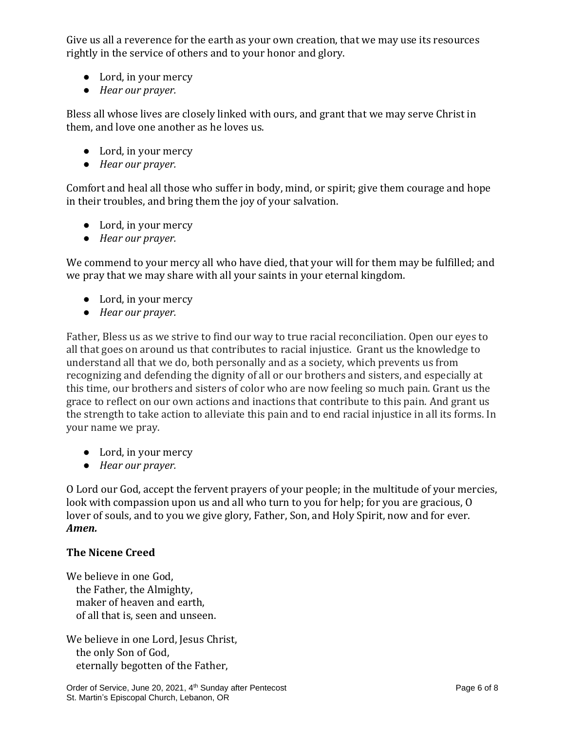Give us all a reverence for the earth as your own creation, that we may use its resources rightly in the service of others and to your honor and glory.

- Lord, in your mercy
- *Hear our prayer.*

Bless all whose lives are closely linked with ours, and grant that we may serve Christ in them, and love one another as he loves us.

- Lord, in your mercy
- *Hear our prayer.*

Comfort and heal all those who suffer in body, mind, or spirit; give them courage and hope in their troubles, and bring them the joy of your salvation.

- Lord, in your mercy
- *Hear our prayer.*

We commend to your mercy all who have died, that your will for them may be fulfilled; and we pray that we may share with all your saints in your eternal kingdom.

- Lord, in your mercy
- *Hear our prayer.*

Father, Bless us as we strive to find our way to true racial reconciliation. Open our eyes to all that goes on around us that contributes to racial injustice. Grant us the knowledge to understand all that we do, both personally and as a society, which prevents us from recognizing and defending the dignity of all or our brothers and sisters, and especially at this time, our brothers and sisters of color who are now feeling so much pain. Grant us the grace to reflect on our own actions and inactions that contribute to this pain. And grant us the strength to take action to alleviate this pain and to end racial injustice in all its forms. In your name we pray.

- Lord, in your mercy
- *Hear our prayer.*

O Lord our God, accept the fervent prayers of your people; in the multitude of your mercies, look with compassion upon us and all who turn to you for help; for you are gracious, O lover of souls, and to you we give glory, Father, Son, and Holy Spirit, now and for ever. ***Amen.***

**The Nicene Creed**

We believe in one God,
the Father, the Almighty,
maker of heaven and earth,
of all that is, seen and unseen.

We believe in one Lord, Jesus Christ,
the only Son of God,
eternally begotten of the Father,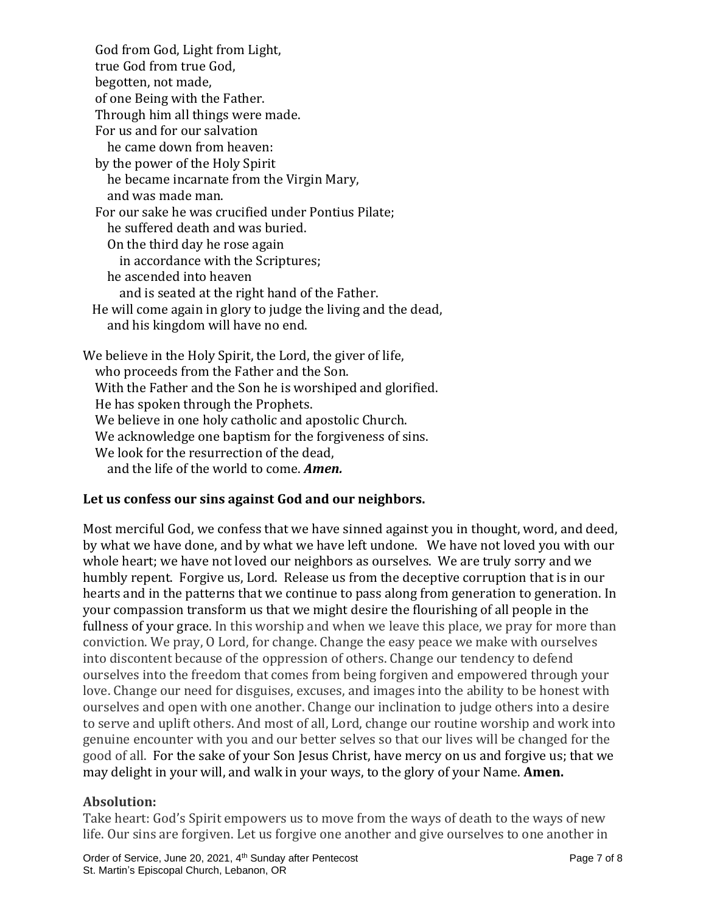God from God, Light from Light,
true God from true God,
begotten, not made,
of one Being with the Father.
Through him all things were made.
For us and for our salvation
he came down from heaven:
by the power of the Holy Spirit
he became incarnate from the Virgin Mary,
and was made man.
For our sake he was crucified under Pontius Pilate;
he suffered death and was buried.
On the third day he rose again
in accordance with the Scriptures;
he ascended into heaven
and is seated at the right hand of the Father.
He will come again in glory to judge the living and the dead,
and his kingdom will have no end.

We believe in the Holy Spirit, the Lord, the giver of life,
who proceeds from the Father and the Son.
With the Father and the Son he is worshiped and glorified.
He has spoken through the Prophets.
We believe in one holy catholic and apostolic Church.
We acknowledge one baptism for the forgiveness of sins.
We look for the resurrection of the dead,
and the life of the world to come. ***Amen.***

**Let us confess our sins against God and our neighbors.**

Most merciful God, we confess that we have sinned against you in thought, word, and deed, by what we have done, and by what we have left undone. We have not loved you with our whole heart; we have not loved our neighbors as ourselves. We are truly sorry and we humbly repent. Forgive us, Lord. Release us from the deceptive corruption that is in our hearts and in the patterns that we continue to pass along from generation to generation. In your compassion transform us that we might desire the flourishing of all people in the fullness of your grace. In this worship and when we leave this place, we pray for more than conviction. We pray, O Lord, for change. Change the easy peace we make with ourselves into discontent because of the oppression of others. Change our tendency to defend ourselves into the freedom that comes from being forgiven and empowered through your love. Change our need for disguises, excuses, and images into the ability to be honest with ourselves and open with one another. Change our inclination to judge others into a desire to serve and uplift others. And most of all, Lord, change our routine worship and work into genuine encounter with you and our better selves so that our lives will be changed for the good of all. For the sake of your Son Jesus Christ, have mercy on us and forgive us; that we may delight in your will, and walk in your ways, to the glory of your Name. **Amen.**

**Absolution:**

Take heart: God's Spirit empowers us to move from the ways of death to the ways of new life. Our sins are forgiven. Let us forgive one another and give ourselves to one another in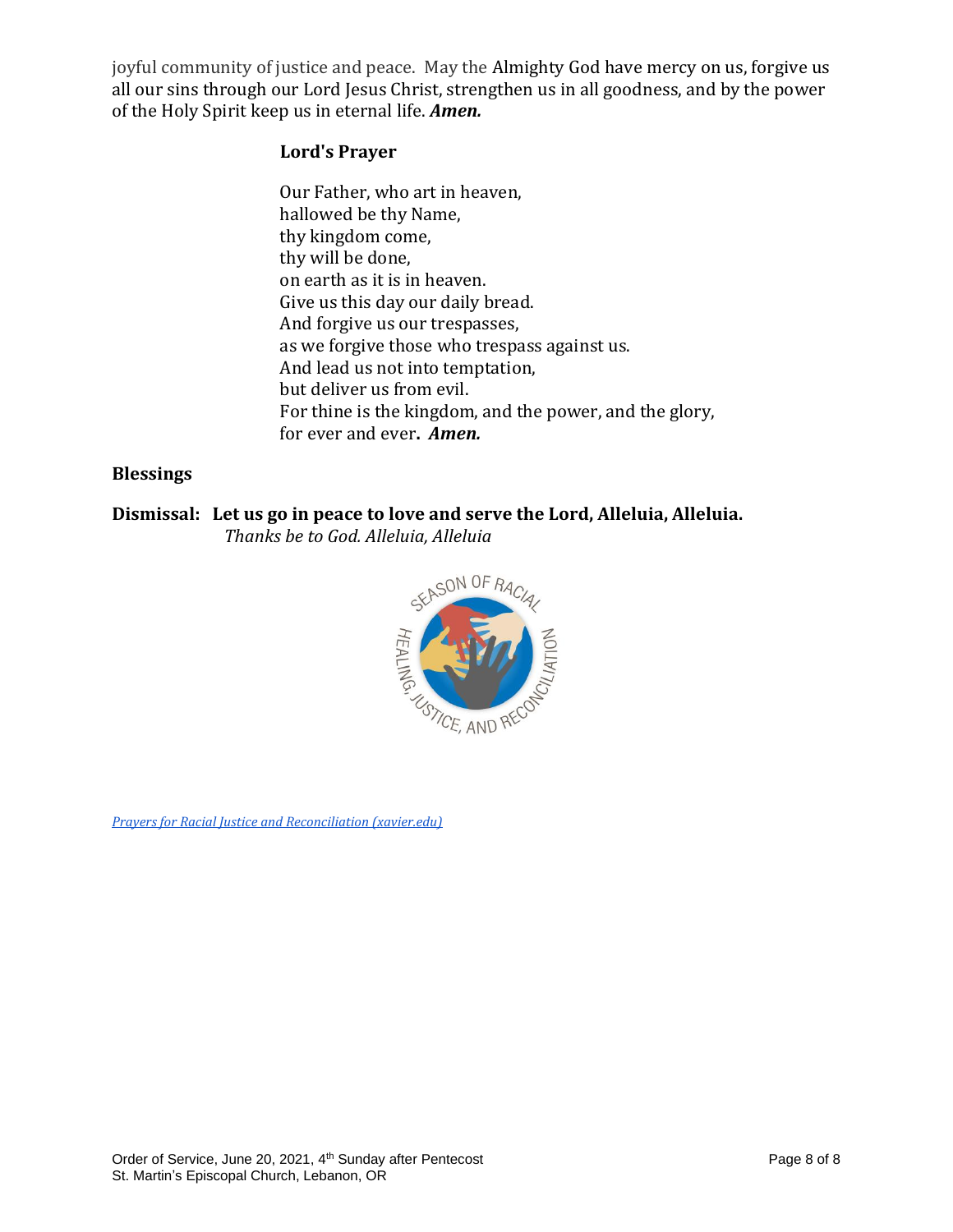joyful community of justice and peace. May the Almighty God have mercy on us, forgive us all our sins through our Lord Jesus Christ, strengthen us in all goodness, and by the power of the Holy Spirit keep us in eternal life. ***Amen.***

### Lord's Prayer

Our Father, who art in heaven,
hallowed be thy Name,
thy kingdom come,
thy will be done,
on earth as it is in heaven.
Give us this day our daily bread.
And forgive us our trespasses,
as we forgive those who trespass against us.
And lead us not into temptation,
but deliver us from evil.
For thine is the kingdom, and the power, and the glory,
for ever and ever**.** ***Amen.***

**Blessings**

**Dismissal: Let us go in peace to love and serve the Lord, Alleluia, Alleluia.**
*Thanks be to God. Alleluia, Alleluia*

SEASON OF RACIAL HEALING, JUSTICE, AND RECONCILIATION

*Prayers for Racial Justice and Reconciliation (xavier.edu)*